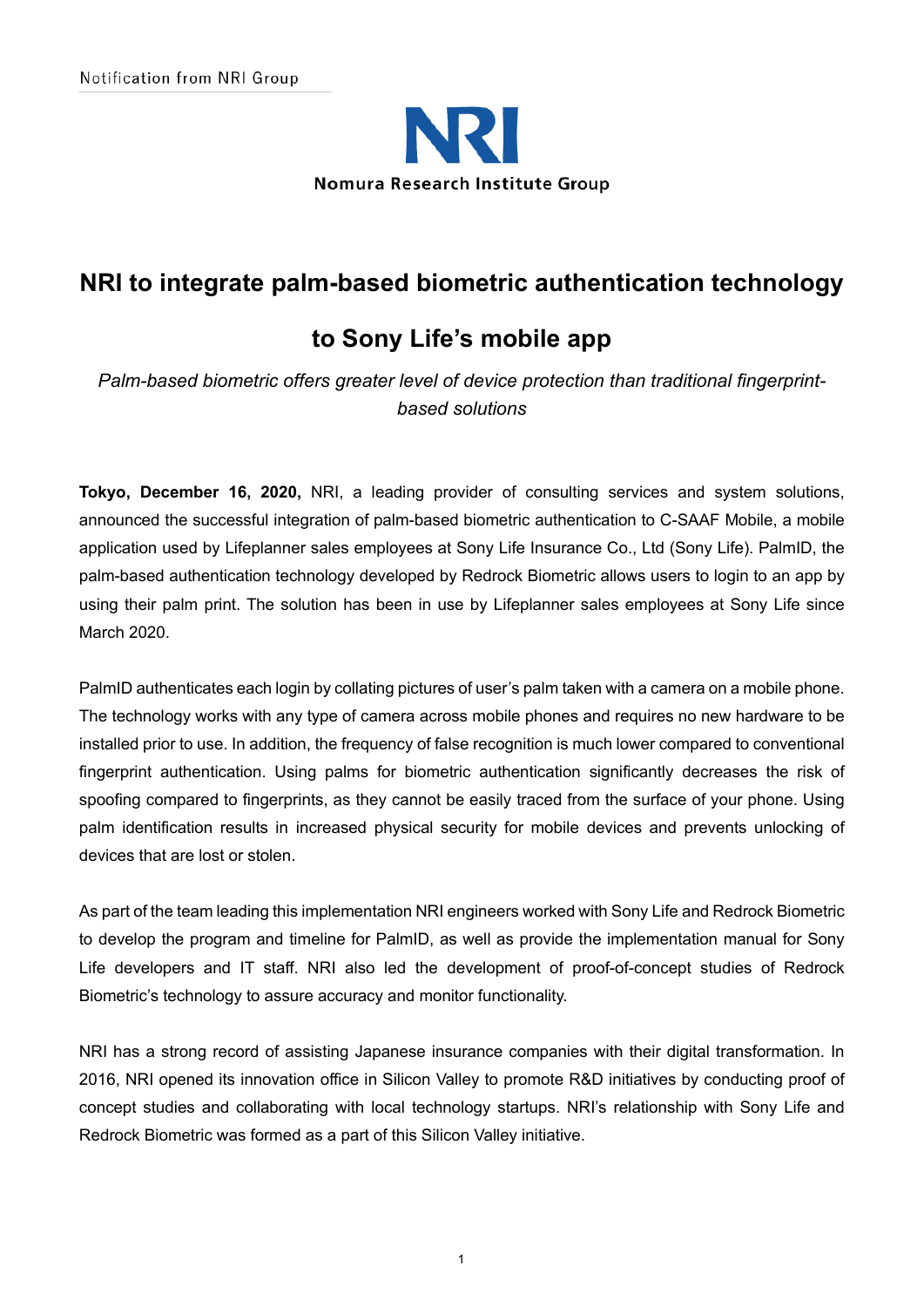Notification from NRI Group

Nomura Research Institute Group

# NRI to integrate palm-based biometric authentication technology to Sony Life's mobile app

*Palm-based biometric offers greater level of device protection than traditional fingerprint-based solutions*

**Tokyo, December 16, 2020,** NRI, a leading provider of consulting services and system solutions, announced the successful integration of palm-based biometric authentication to C-SAAF Mobile, a mobile application used by Lifeplanner sales employees at Sony Life Insurance Co., Ltd (Sony Life). PalmID, the palm-based authentication technology developed by Redrock Biometric allows users to login to an app by using their palm print. The solution has been in use by Lifeplanner sales employees at Sony Life since March 2020.

PalmID authenticates each login by collating pictures of user's palm taken with a camera on a mobile phone. The technology works with any type of camera across mobile phones and requires no new hardware to be installed prior to use. In addition, the frequency of false recognition is much lower compared to conventional fingerprint authentication. Using palms for biometric authentication significantly decreases the risk of spoofing compared to fingerprints, as they cannot be easily traced from the surface of your phone. Using palm identification results in increased physical security for mobile devices and prevents unlocking of devices that are lost or stolen.

As part of the team leading this implementation NRI engineers worked with Sony Life and Redrock Biometric to develop the program and timeline for PalmID, as well as provide the implementation manual for Sony Life developers and IT staff. NRI also led the development of proof-of-concept studies of Redrock Biometric's technology to assure accuracy and monitor functionality.

NRI has a strong record of assisting Japanese insurance companies with their digital transformation. In 2016, NRI opened its innovation office in Silicon Valley to promote R&D initiatives by conducting proof of concept studies and collaborating with local technology startups. NRI's relationship with Sony Life and Redrock Biometric was formed as a part of this Silicon Valley initiative.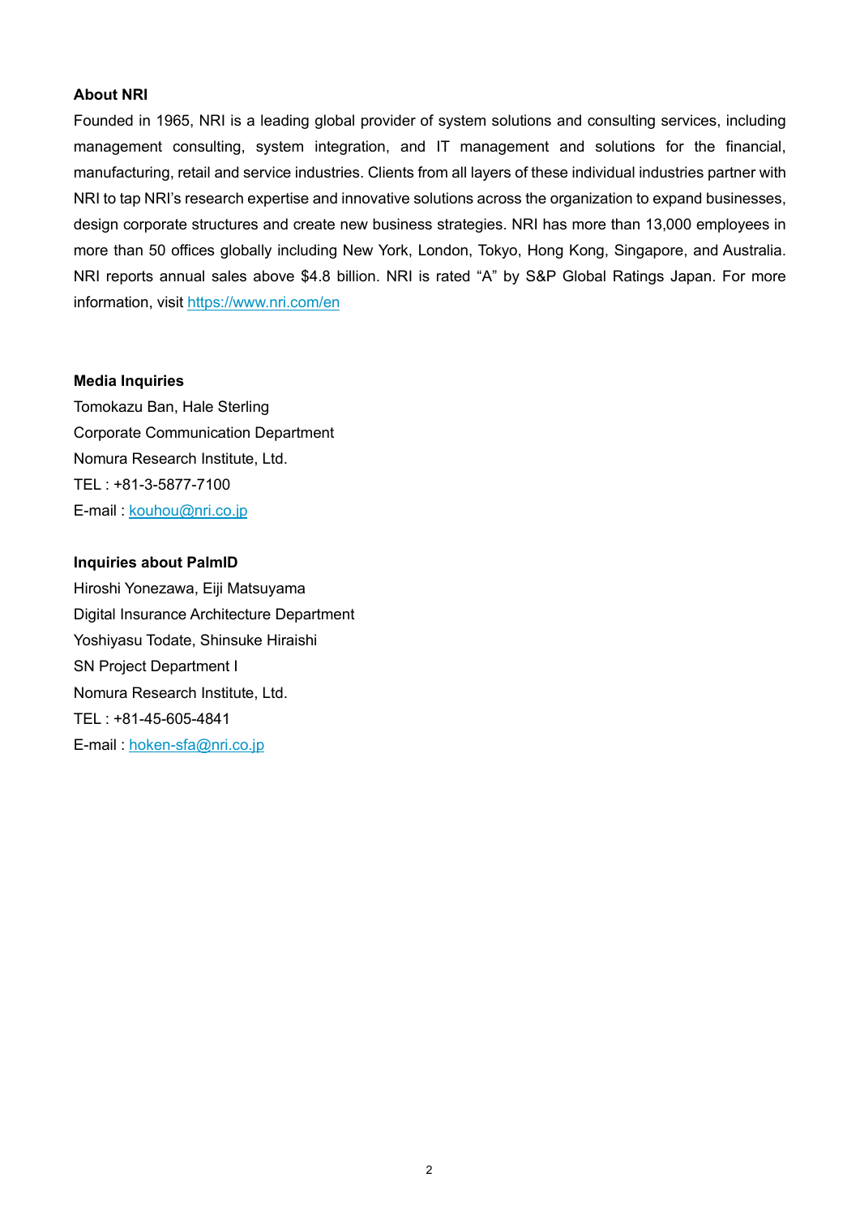**About NRI**

Founded in 1965, NRI is a leading global provider of system solutions and consulting services, including management consulting, system integration, and IT management and solutions for the financial, manufacturing, retail and service industries. Clients from all layers of these individual industries partner with NRI to tap NRI's research expertise and innovative solutions across the organization to expand businesses, design corporate structures and create new business strategies. NRI has more than 13,000 employees in more than 50 offices globally including New York, London, Tokyo, Hong Kong, Singapore, and Australia. NRI reports annual sales above $4.8 billion. NRI is rated "A" by S&P Global Ratings Japan. For more information, visit https://www.nri.com/en

**Media Inquiries**

Tomokazu Ban, Hale Sterling
Corporate Communication Department
Nomura Research Institute, Ltd.
TEL : +81-3-5877-7100
E-mail : kouhou@nri.co.jp

**Inquiries about PalmID**

Hiroshi Yonezawa, Eiji Matsuyama
Digital Insurance Architecture Department
Yoshiyasu Todate, Shinsuke Hiraishi
SN Project Department I
Nomura Research Institute, Ltd.
TEL : +81-45-605-4841
E-mail : hoken-sfa@nri.co.jp